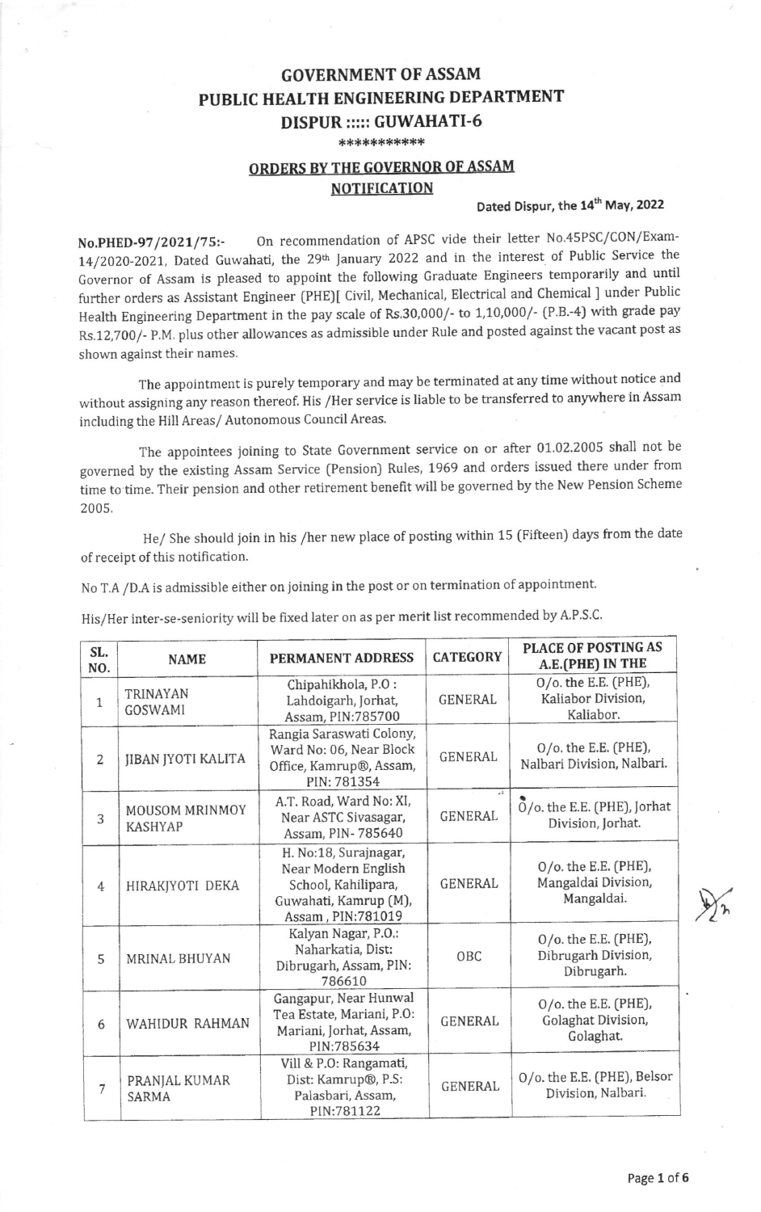# GOVERNMENT OF ASSAM
## PUBLIC HEALTH ENGINEERING DEPARTMENT
## DISPUR :::: GUWAHATI-6

\*\*\*\*\*\*\*\*\*\*\*

### ORDERS BY THE GOVERNOR OF ASSAM
### NOTIFICATION

**Dated Dispur, the 14th May, 2022**

**No.PHED-97/2021/75:-** On recommendation of APSC vide their letter No.45PSC/CON/Exam-14/2020-2021, Dated Guwahati, the 29th January 2022 and in the interest of Public Service the Governor of Assam is pleased to appoint the following Graduate Engineers temporarily and until further orders as Assistant Engineer (PHE)[ Civil, Mechanical, Electrical and Chemical ] under Public Health Engineering Department in the pay scale of Rs.30,000/- to 1,10,000/- (P.B.-4) with grade pay Rs.12,700/- P.M. plus other allowances as admissible under Rule and posted against the vacant post as shown against their names.

The appointment is purely temporary and may be terminated at any time without notice and without assigning any reason thereof. His /Her service is liable to be transferred to anywhere in Assam including the Hill Areas/ Autonomous Council Areas.

The appointees joining to State Government service on or after 01.02.2005 shall not be governed by the existing Assam Service (Pension) Rules, 1969 and orders issued there under from time to time. Their pension and other retirement benefit will be governed by the New Pension Scheme 2005.

He/ She should join in his /her new place of posting within 15 (Fifteen) days from the date of receipt of this notification.

No T.A /D.A is admissible either on joining in the post or on termination of appointment.

His/Her inter-se-seniority will be fixed later on as per merit list recommended by A.P.S.C.

| SL. NO. | NAME | PERMANENT ADDRESS | CATEGORY | PLACE OF POSTING AS A.E.(PHE) IN THE |
|---|---|---|---|---|
| 1 | TRINAYAN GOSWAMI | Chipahikhola, P.O : Lahdoigarh, Jorhat, Assam, PIN:785700 | GENERAL | O/o. the E.E. (PHE), Kaliabor Division, Kaliabor. |
| 2 | JIBAN JYOTI KALITA | Rangia Saraswati Colony, Ward No: 06, Near Block Office, Kamrup®, Assam, PIN: 781354 | GENERAL | O/o. the E.E. (PHE), Nalbari Division, Nalbari. |
| 3 | MOUSOM MRINMOY KASHYAP | A.T. Road, Ward No: XI, Near ASTC Sivasagar, Assam, PIN- 785640 | GENERAL | O/o. the E.E. (PHE), Jorhat Division, Jorhat. |
| 4 | HIRAKJYOTI DEKA | H. No:18, Surajnagar, Near Modern English School, Kahilipara, Guwahati, Kamrup (M), Assam , PIN:781019 | GENERAL | O/o. the E.E. (PHE), Mangaldai Division, Mangaldai. |
| 5 | MRINAL BHUYAN | Kalyan Nagar, P.O.: Naharkatia, Dist: Dibrugarh, Assam, PIN: 786610 | OBC | O/o. the E.E. (PHE), Dibrugarh Division, Dibrugarh. |
| 6 | WAHIDUR RAHMAN | Gangapur, Near Hunwal Tea Estate, Mariani, P.O: Mariani, Jorhat, Assam, PIN:785634 | GENERAL | O/o. the E.E. (PHE), Golaghat Division, Golaghat. |
| 7 | PRANJAL KUMAR SARMA | Vill & P.O: Rangamati, Dist: Kamrup®, P.S: Palasbari, Assam, PIN:781122 | GENERAL | O/o. the E.E. (PHE), Belsor Division, Nalbari. |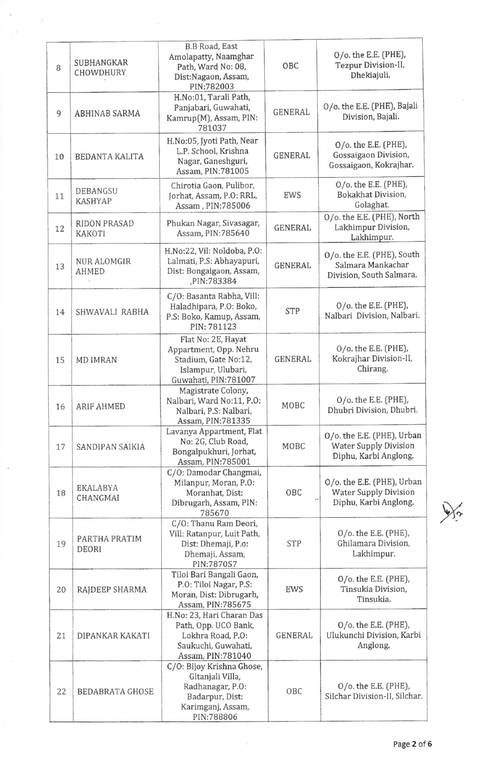| | | | | |
|---|---|---|---|---|
| 8 | SUBHANGKAR CHOWDHURY | B.B Road, East Amolapatty, Naamghar Path, Ward No: 08, Dist:Nagaon, Assam, PIN:782003 | OBC | O/o. the E.E. (PHE), Tezpur Division-II, Dhekiajuli. |
| 9 | ABHINAB SARMA | H.No:01, Tarali Path, Panjabari, Guwahati, Kamrup(M), Assam, PIN: 781037 | GENERAL | O/o. the E.E. (PHE), Bajali Division, Bajali. |
| 10 | BEDANTA KALITA | H.No:05, Jyoti Path, Near L.P. School, Krishna Nagar, Ganeshguri, Assam, PIN:781005 | GENERAL | O/o. the E.E. (PHE), Gossaigaon Division, Gossaigaon, Kokrajhar. |
| 11 | DEBANGSU KASHYAP | Chirotia Gaon, Pulibor, Jorhat, Assam, P.O: RRL, Assam , PIN:785006 | EWS | O/o. the E.E. (PHE), Bokakhat Division, Golaghat. |
| 12 | RIDON PRASAD KAKOTI | Phukan Nagar, Sivasagar, Assam, PIN:785640 | GENERAL | O/o. the E.E. (PHE), North Lakhimpur Division, Lakhimpur. |
| 13 | NUR ALOMGIR AHMED | H.No:22, Vil: Noldoba, P.O: Lalmati, P.S: Abhayapuri, Dist: Bongaigaon, Assam, ,PIN:783384 | GENERAL | O/o. the E.E. (PHE), South Salmara Mankachar Division, South Salmara. |
| 14 | SHWAVALI RABHA | C/O: Basanta Rabha, Vill: Haladhipara, P.O: Boko, P.S: Boko, Kamup, Assam, PIN: 781123 | STP | O/o. the E.E. (PHE), Nalbari Division, Nalbari. |
| 15 | MD IMRAN | Flat No: 2E, Hayat Appartment, Opp. Nehru Stadium, Gate No:12, Islampur, Ulubari, Guwahati, PIN:781007 | GENERAL | O/o. the E.E. (PHE), Kokrajhar Division-II, Chirang. |
| 16 | ARIF AHMED | Magistrate Colony, Nalbari, Ward No:11, P.O: Nalbari, P.S: Nalbari, Assam, PIN:781335 | MOBC | O/o. the E.E. (PHE), Dhubri Division, Dhubri. |
| 17 | SANDIPAN SAIKIA | Lavanya Appartment, Flat No: 2G, Club Road, Bongalpukhuri, Jorhat, Assam, PIN:785001 | MOBC | O/o. the E.E. (PHE), Urban Water Supply Division Diphu, Karbi Anglong. |
| 18 | EKALABYA CHANGMAI | C/O: Damodar Changmai, Milanpur, Moran, P.O: Moranhat, Dist: Dibrugarh, Assam, PIN: 785670 | OBC | O/o. the E.E. (PHE), Urban Water Supply Division Diphu, Karbi Anglong. |
| 19 | PARTHA PRATIM DEORI | C/O: Thanu Ram Deori, Vill: Ratanpur, Luit Path, Dist: Dhemaji, P.o: Dhemaji, Assam, PIN:787057 | STP | O/o. the E.E. (PHE), Ghilamara Division, Lakhimpur. |
| 20 | RAJDEEP SHARMA | Tiloi Bari Bangali Gaon, P.O: Tiloi Nagar, P.S: Moran, Dist: Dibrugarh, Assam, PIN:785675 | EWS | O/o. the E.E. (PHE), Tinsukia Division, Tinsukia. |
| 21 | DIPANKAR KAKATI | H.No: 23, Hari Charan Das Path, Opp. UCO Bank, Lokhra Road, P.O: Saukuchi, Guwahati, Assam, PIN:781040 | GENERAL | O/o. the E.E. (PHE), Ulukunchi Division, Karbi Anglong. |
| 22 | BEDABRATA GHOSE | C/O: Bijoy Krishna Ghose, Gitanjali Villa, Radhanagar, P.O: Badarpur, Dist: Karimganj, Assam, PIN:788806 | OBC | O/o. the E.E. (PHE), Silchar Division-II, Silchar. |